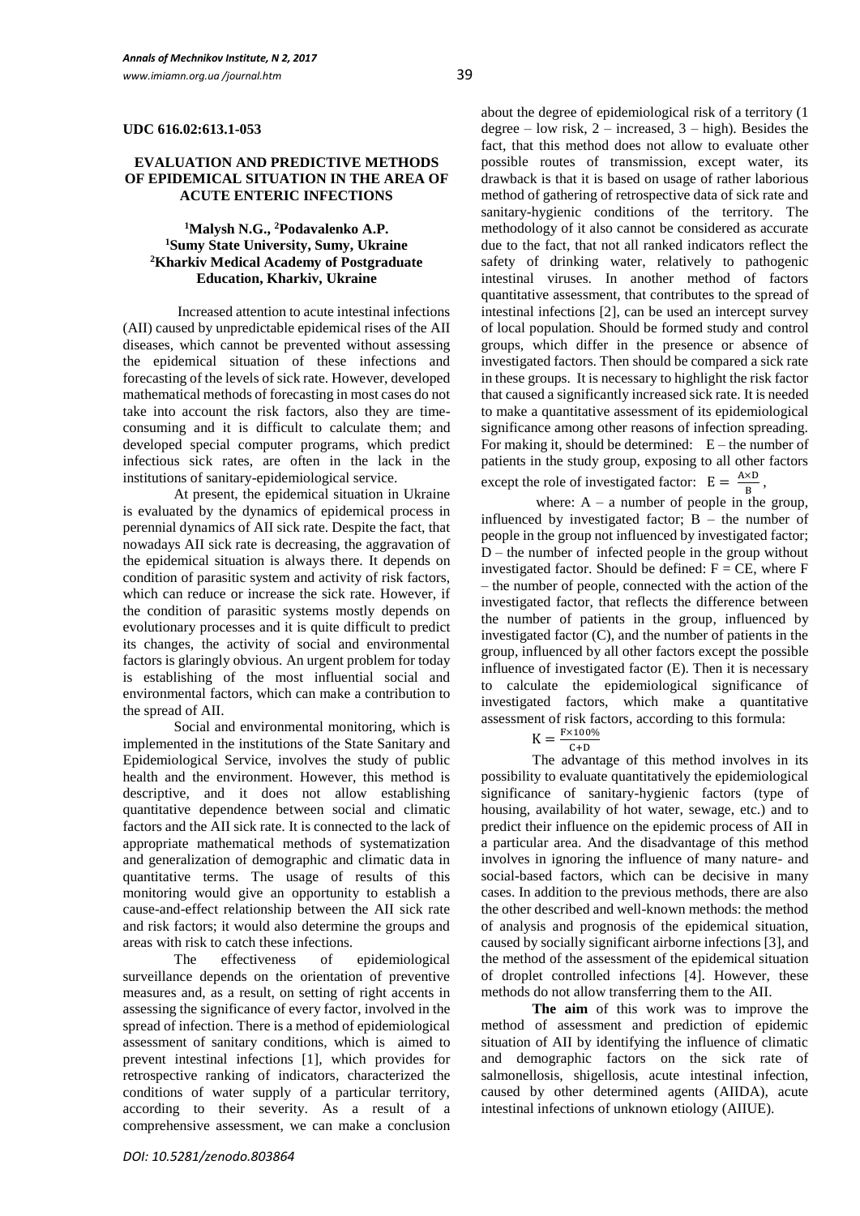UDC 616.02:613.1-053

# EVALUATION AND PREDICTIVE METHODS OF EPIDEMICAL SITUATION IN THE AREA OF ACUTE ENTERIC INFECTIONS

**[1]Malysh N.G., [2]Podavalenko A.P.**
**[1]Sumy State University, Sumy, Ukraine**
**[2]Kharkiv Medical Academy of Postgraduate Education, Kharkiv, Ukraine**

Increased attention to acute intestinal infections (AII) caused by unpredictable epidemical rises of the AII diseases, which cannot be prevented without assessing the epidemical situation of these infections and forecasting of the levels of sick rate. However, developed mathematical methods of forecasting in most cases do not take into account the risk factors, also they are time-consuming and it is difficult to calculate them; and developed special computer programs, which predict infectious sick rates, are often in the lack in the institutions of sanitary-epidemiological service.

At present, the epidemical situation in Ukraine is evaluated by the dynamics of epidemical process in perennial dynamics of AII sick rate. Despite the fact, that nowadays AII sick rate is decreasing, the aggravation of the epidemical situation is always there. It depends on condition of parasitic system and activity of risk factors, which can reduce or increase the sick rate. However, if the condition of parasitic systems mostly depends on evolutionary processes and it is quite difficult to predict its changes, the activity of social and environmental factors is glaringly obvious. An urgent problem for today is establishing of the most influential social and environmental factors, which can make a contribution to the spread of AII.

Social and environmental monitoring, which is implemented in the institutions of the State Sanitary and Epidemiological Service, involves the study of public health and the environment. However, this method is descriptive, and it does not allow establishing quantitative dependence between social and climatic factors and the AII sick rate. It is connected to the lack of appropriate mathematical methods of systematization and generalization of demographic and climatic data in quantitative terms. The usage of results of this monitoring would give an opportunity to establish a cause-and-effect relationship between the AII sick rate and risk factors; it would also determine the groups and areas with risk to catch these infections.

The effectiveness of epidemiological surveillance depends on the orientation of preventive measures and, as a result, on setting of right accents in assessing the significance of every factor, involved in the spread of infection. There is a method of epidemiological assessment of sanitary conditions, which is aimed to prevent intestinal infections [1], which provides for retrospective ranking of indicators, characterized the conditions of water supply of a particular territory, according to their severity. As a result of a comprehensive assessment, we can make a conclusion about the degree of epidemiological risk of a territory (1 degree – low risk, 2 – increased, 3 – high). Besides the fact, that this method does not allow to evaluate other possible routes of transmission, except water, its drawback is that it is based on usage of rather laborious method of gathering of retrospective data of sick rate and sanitary-hygienic conditions of the territory. The methodology of it also cannot be considered as accurate due to the fact, that not all ranked indicators reflect the safety of drinking water, relatively to pathogenic intestinal viruses. In another method of factors quantitative assessment, that contributes to the spread of intestinal infections [2], can be used an intercept survey of local population. Should be formed study and control groups, which differ in the presence or absence of investigated factors. Then should be compared a sick rate in these groups. It is necessary to highlight the risk factor that caused a significantly increased sick rate. It is needed to make a quantitative assessment of its epidemiological significance among other reasons of infection spreading. For making it, should be determined: E – the number of patients in the study group, exposing to all other factors except the role of investigated factor: $E = \frac{A \times D}{B}$,

where: A – a number of people in the group, influenced by investigated factor; B – the number of people in the group not influenced by investigated factor; D – the number of infected people in the group without investigated factor. Should be defined: F = CE, where F – the number of people, connected with the action of the investigated factor, that reflects the difference between the number of patients in the group, influenced by investigated factor (C), and the number of patients in the group, influenced by all other factors except the possible influence of investigated factor (E). Then it is necessary to calculate the epidemiological significance of investigated factors, which make a quantitative assessment of risk factors, according to this formula:

$$K = \frac{F \times 100\%}{C + D}$$

The advantage of this method involves in its possibility to evaluate quantitatively the epidemiological significance of sanitary-hygienic factors (type of housing, availability of hot water, sewage, etc.) and to predict their influence on the epidemic process of AII in a particular area. And the disadvantage of this method involves in ignoring the influence of many nature- and social-based factors, which can be decisive in many cases. In addition to the previous methods, there are also the other described and well-known methods: the method of analysis and prognosis of the epidemical situation, caused by socially significant airborne infections [3], and the method of the assessment of the epidemical situation of droplet controlled infections [4]. However, these methods do not allow transferring them to the AII.

**The aim** of this work was to improve the method of assessment and prediction of epidemic situation of AII by identifying the influence of climatic and demographic factors on the sick rate of salmonellosis, shigellosis, acute intestinal infection, caused by other determined agents (AIIDA), acute intestinal infections of unknown etiology (AIIUE).

*DOI: 10.5281/zenodo.803864*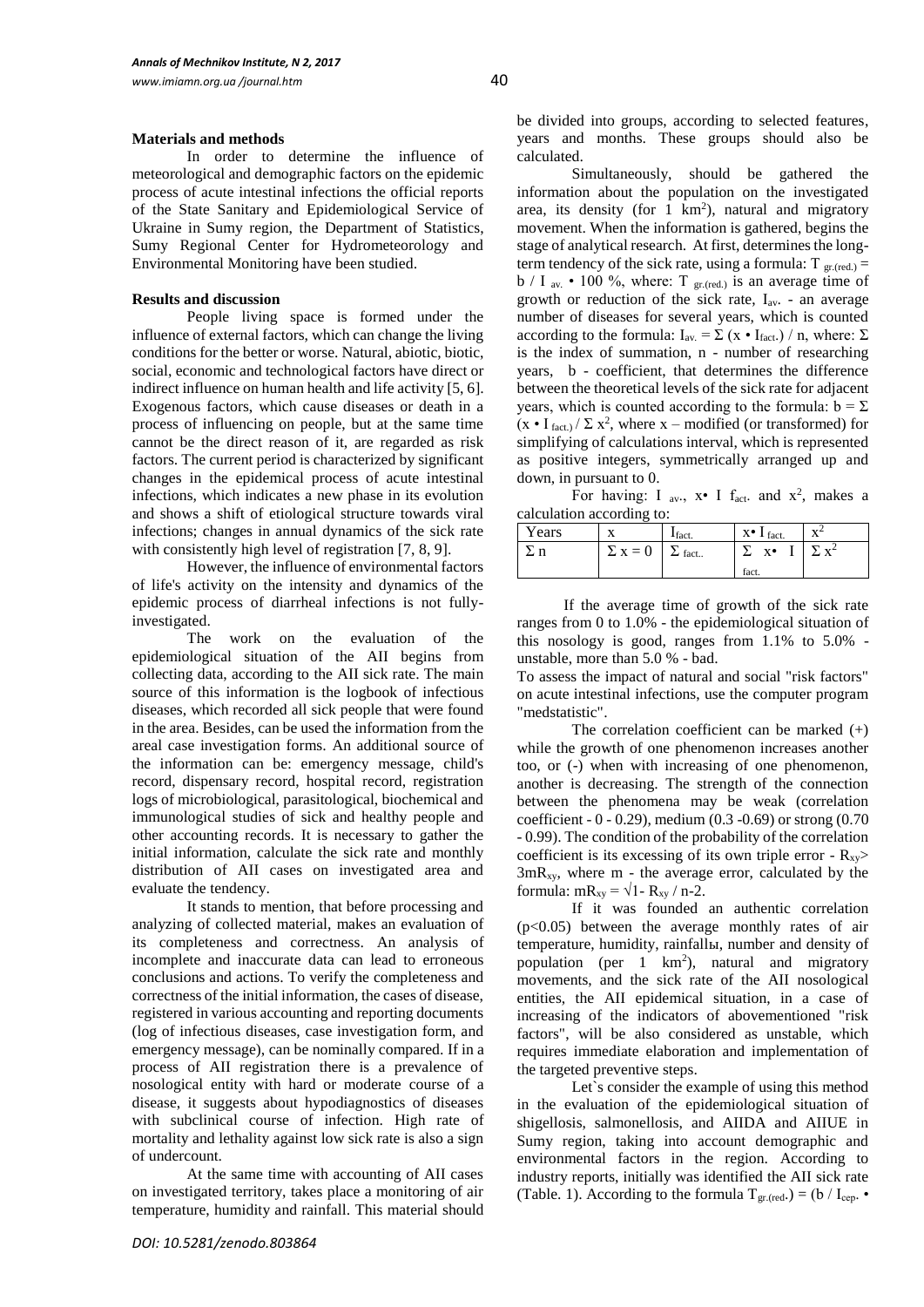## Materials and methods

In order to determine the influence of meteorological and demographic factors on the epidemic process of acute intestinal infections the official reports of the State Sanitary and Epidemiological Service of Ukraine in Sumy region, the Department of Statistics, Sumy Regional Center for Hydrometeorology and Environmental Monitoring have been studied.

## Results and discussion

People living space is formed under the influence of external factors, which can change the living conditions for the better or worse. Natural, abiotic, biotic, social, economic and technological factors have direct or indirect influence on human health and life activity [5, 6]. Exogenous factors, which cause diseases or death in a process of influencing on people, but at the same time cannot be the direct reason of it, are regarded as risk factors. The current period is characterized by significant changes in the epidemical process of acute intestinal infections, which indicates a new phase in its evolution and shows a shift of etiological structure towards viral infections; changes in annual dynamics of the sick rate with consistently high level of registration [7, 8, 9].

However, the influence of environmental factors of life's activity on the intensity and dynamics of the epidemic process of diarrheal infections is not fully-investigated.

The work on the evaluation of the epidemiological situation of the AII begins from collecting data, according to the AII sick rate. The main source of this information is the logbook of infectious diseases, which recorded all sick people that were found in the area. Besides, can be used the information from the areal case investigation forms. An additional source of the information can be: emergency message, child's record, dispensary record, hospital record, registration logs of microbiological, parasitological, biochemical and immunological studies of sick and healthy people and other accounting records. It is necessary to gather the initial information, calculate the sick rate and monthly distribution of AII cases on investigated area and evaluate the tendency.

It stands to mention, that before processing and analyzing of collected material, makes an evaluation of its completeness and correctness. An analysis of incomplete and inaccurate data can lead to erroneous conclusions and actions. To verify the completeness and correctness of the initial information, the cases of disease, registered in various accounting and reporting documents (log of infectious diseases, case investigation form, and emergency message), can be nominally compared. If in a process of AII registration there is a prevalence of nosological entity with hard or moderate course of a disease, it suggests about hypodiagnostics of diseases with subclinical course of infection. High rate of mortality and lethality against low sick rate is also a sign of undercount.

At the same time with accounting of AII cases on investigated territory, takes place a monitoring of air temperature, humidity and rainfall. This material should be divided into groups, according to selected features, years and months. These groups should also be calculated.

Simultaneously, should be gathered the information about the population on the investigated area, its density (for 1 km$^2$), natural and migratory movement. When the information is gathered, begins the stage of analytical research. At first, determines the long-term tendency of the sick rate, using a formula: $T_{gr.(red.)} = b / I_{av.} \cdot 100$ %, where: $T_{gr.(red.)}$ is an average time of growth or reduction of the sick rate, $I_{av.}$ - an average number of diseases for several years, which is counted according to the formula: $I_{av.} = \Sigma (x \cdot I_{fact.}) / n$, where: $\Sigma$ is the index of summation, n - number of researching years, b - coefficient, that determines the difference between the theoretical levels of the sick rate for adjacent years, which is counted according to the formula: $b = \Sigma (x \cdot I_{fact.}) / \Sigma x^2$, where x – modified (or transformed) for simplifying of calculations interval, which is represented as positive integers, symmetrically arranged up and down, in pursuant to 0.

For having: $I_{av.}$, $x \cdot I f_{act.}$ and $x^2$, makes a calculation according to:

| Years | x | $I_{fact.}$ | $x \cdot I_{fact.}$ | $x^2$ |
|---|---|---|---|---|
| $\Sigma$ n | $\Sigma x = 0$ | $\Sigma_{fact.}$ | $\Sigma\ x \cdot I_{fact.}$ | $\Sigma x^2$ |

If the average time of growth of the sick rate ranges from 0 to 1.0% - the epidemiological situation of this nosology is good, ranges from 1.1% to 5.0% - unstable, more than 5.0 % - bad.

To assess the impact of natural and social "risk factors" on acute intestinal infections, use the computer program "medstatistic".

The correlation coefficient can be marked (+) while the growth of one phenomenon increases another too, or (-) when with increasing of one phenomenon, another is decreasing. The strength of the connection between the phenomena may be weak (correlation coefficient - 0 - 0.29), medium (0.3 -0.69) or strong (0.70 - 0.99). The condition of the probability of the correlation coefficient is its excessing of its own triple error - $R_{xy} > 3mR_{xy}$, where m - the average error, calculated by the formula: $mR_{xy} = \sqrt{1 - R_{xy} / n-2}$.

If it was founded an authentic correlation ($p<0.05$) between the average monthly rates of air temperature, humidity, rainfallы, number and density of population (per 1 km$^2$), natural and migratory movements, and the sick rate of the AII nosological entities, the AII epidemical situation, in a case of increasing of the indicators of abovementioned "risk factors", will be also considered as unstable, which requires immediate elaboration and implementation of the targeted preventive steps.

Let`s consider the example of using this method in the evaluation of the epidemiological situation of shigellosis, salmonellosis, and AIIDA and AIIUE in Sumy region, taking into account demographic and environmental factors in the region. According to industry reports, initially was identified the AII sick rate (Table. 1). According to the formula $T_{gr.(red.)} = (b / I_{cep.} \cdot$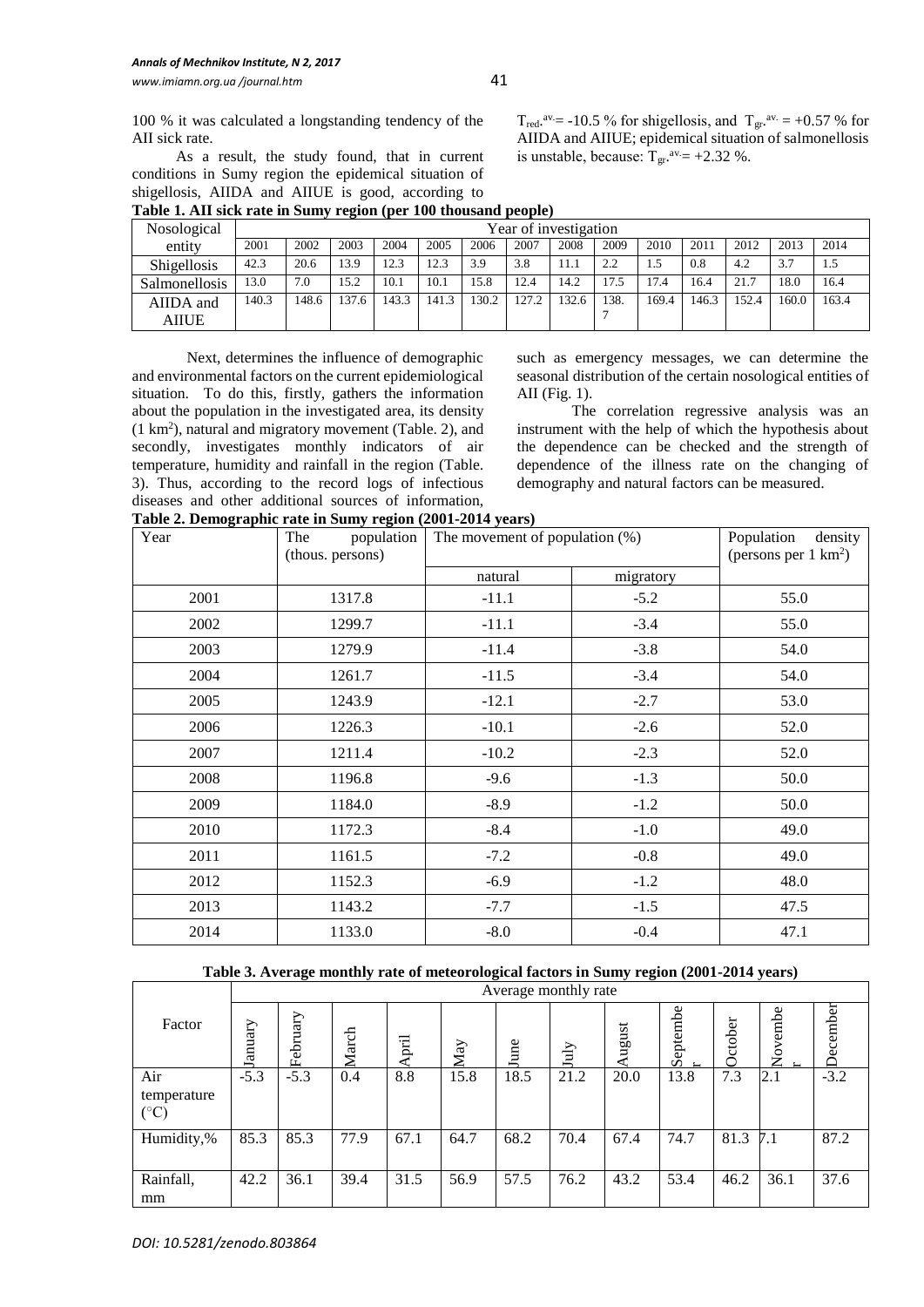100 % it was calculated a longstanding tendency of the AII sick rate.

As a result, the study found, that in current conditions in Sumy region the epidemical situation of shigellosis, AIIDA and AIIUE is good, according to $T_{red.}^{av.}$= -10.5 % for shigellosis, and $T_{gr.}^{av.}$ = +0.57 % for AIIDA and AIIUE; epidemical situation of salmonellosis is unstable, because: $T_{gr.}^{av.}$= +2.32 %.

**Table 1. AII sick rate in Sumy region (per 100 thousand people)**

| Nosological entity | Year of investigation | | | | | | | | | | | | | |
|---|---|---|---|---|---|---|---|---|---|---|---|---|---|---|
| | 2001 | 2002 | 2003 | 2004 | 2005 | 2006 | 2007 | 2008 | 2009 | 2010 | 2011 | 2012 | 2013 | 2014 |
| Shigellosis | 42.3 | 20.6 | 13.9 | 12.3 | 12.3 | 3.9 | 3.8 | 11.1 | 2.2 | 1.5 | 0.8 | 4.2 | 3.7 | 1.5 |
| Salmonellosis | 13.0 | 7.0 | 15.2 | 10.1 | 10.1 | 15.8 | 12.4 | 14.2 | 17.5 | 17.4 | 16.4 | 21.7 | 18.0 | 16.4 |
| AIIDA and AIIUE | 140.3 | 148.6 | 137.6 | 143.3 | 141.3 | 130.2 | 127.2 | 132.6 | 138.7 | 169.4 | 146.3 | 152.4 | 160.0 | 163.4 |

Next, determines the influence of demographic and environmental factors on the current epidemiological situation. To do this, firstly, gathers the information about the population in the investigated area, its density (1 km$^2$), natural and migratory movement (Table. 2), and secondly, investigates monthly indicators of air temperature, humidity and rainfall in the region (Table. 3). Thus, according to the record logs of infectious diseases and other additional sources of information, such as emergency messages, we can determine the seasonal distribution of the certain nosological entities of AII (Fig. 1).

The correlation regressive analysis was an instrument with the help of which the hypothesis about the dependence can be checked and the strength of dependence of the illness rate on the changing of demography and natural factors can be measured.

**Table 2. Demographic rate in Sumy region (2001-2014 years)**

| Year | The population (thous. persons) | The movement of population (%) | | Population density (persons per 1 km$^2$) |
|---|---|---|---|---|
| | | natural | migratory | |
| 2001 | 1317.8 | -11.1 | -5.2 | 55.0 |
| 2002 | 1299.7 | -11.1 | -3.4 | 55.0 |
| 2003 | 1279.9 | -11.4 | -3.8 | 54.0 |
| 2004 | 1261.7 | -11.5 | -3.4 | 54.0 |
| 2005 | 1243.9 | -12.1 | -2.7 | 53.0 |
| 2006 | 1226.3 | -10.1 | -2.6 | 52.0 |
| 2007 | 1211.4 | -10.2 | -2.3 | 52.0 |
| 2008 | 1196.8 | -9.6 | -1.3 | 50.0 |
| 2009 | 1184.0 | -8.9 | -1.2 | 50.0 |
| 2010 | 1172.3 | -8.4 | -1.0 | 49.0 |
| 2011 | 1161.5 | -7.2 | -0.8 | 49.0 |
| 2012 | 1152.3 | -6.9 | -1.2 | 48.0 |
| 2013 | 1143.2 | -7.7 | -1.5 | 47.5 |
| 2014 | 1133.0 | -8.0 | -0.4 | 47.1 |

**Table 3. Average monthly rate of meteorological factors in Sumy region (2001-2014 years)**

| Factor | Average monthly rate | | | | | | | | | | | |
|---|---|---|---|---|---|---|---|---|---|---|---|---|
| | January | February | March | April | May | June | July | August | September | October | November | December |
| Air temperature (°C) | -5.3 | -5.3 | 0.4 | 8.8 | 15.8 | 18.5 | 21.2 | 20.0 | 13.8 | 7.3 | 2.1 | -3.2 |
| Humidity,% | 85.3 | 85.3 | 77.9 | 67.1 | 64.7 | 68.2 | 70.4 | 67.4 | 74.7 | 81.3 | 7.1 | 87.2 |
| Rainfall, mm | 42.2 | 36.1 | 39.4 | 31.5 | 56.9 | 57.5 | 76.2 | 43.2 | 53.4 | 46.2 | 36.1 | 37.6 |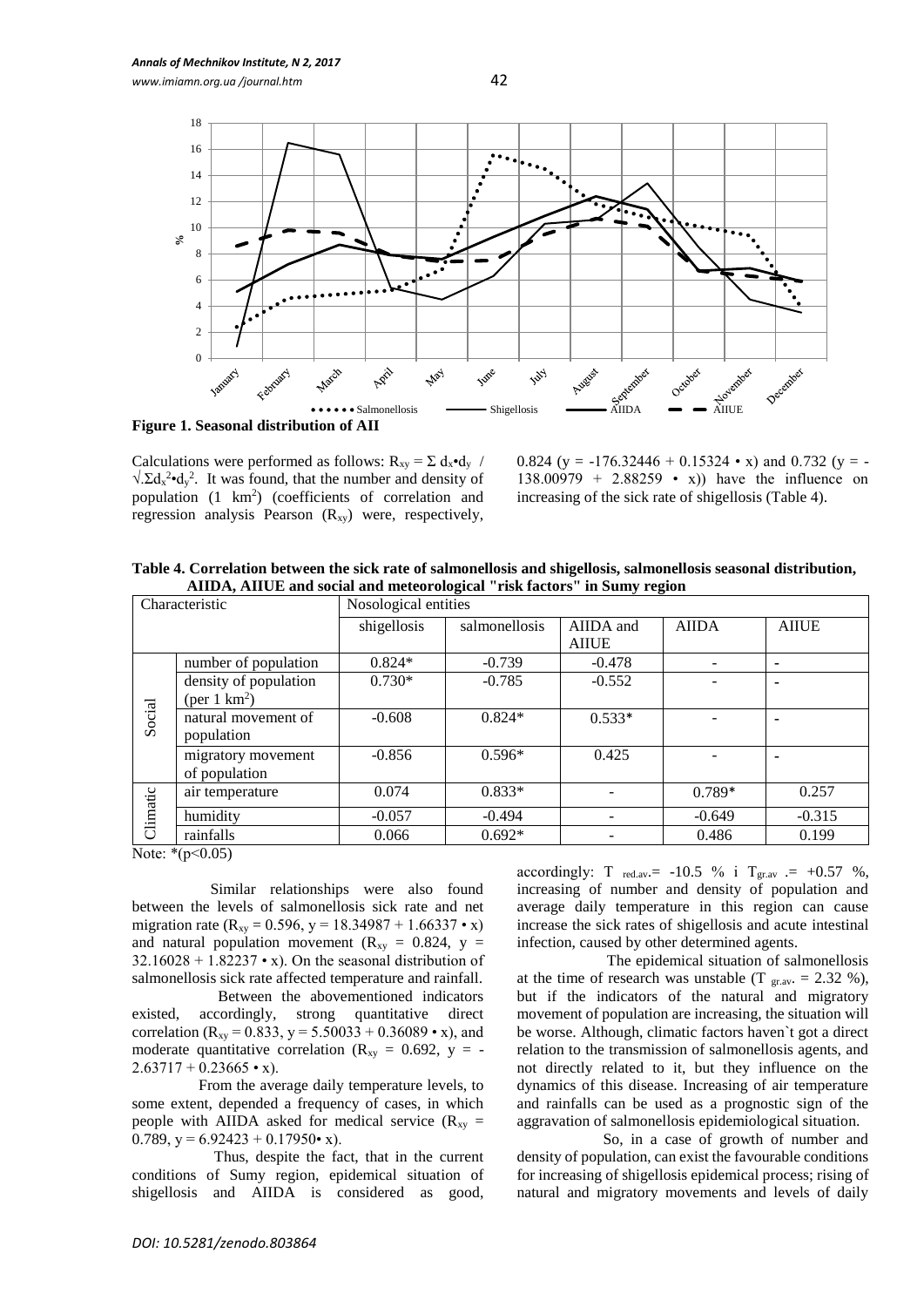**Figure 1. Seasonal distribution of AII**

Calculations were performed as follows: $R_{xy} = \Sigma d_x \bullet d_y / \sqrt{\Sigma d_x^2 \bullet d_y^2}$. It was found, that the number and density of population (1 $km^2$) (coefficients of correlation and regression analysis Pearson ($R_{xy}$) were, respectively, 0.824 (y = -176.32446 + 0.15324 • x) and 0.732 (y = -138.00979 + 2.88259 • x)) have the influence on increasing of the sick rate of shigellosis (Table 4).

**Table 4. Correlation between the sick rate of salmonellosis and shigellosis, salmonellosis seasonal distribution, AIIDA, AIIUE and social and meteorological "risk factors" in Sumy region**

| Characteristic | | Nosological entities | | | | |
|---|---|---|---|---|---|---|
| | | shigellosis | salmonellosis | AIIDA and AIIUE | AIIDA | AIIUE |
| Social | number of population | 0.824* | -0.739 | -0.478 | - | - |
| | density of population (per 1 $km^2$) | 0.730* | -0.785 | -0.552 | - | - |
| | natural movement of population | -0.608 | 0.824* | 0.533* | - | - |
| | migratory movement of population | -0.856 | 0.596* | 0.425 | - | - |
| Climatic | air temperature | 0.074 | 0.833* | - | 0.789* | 0.257 |
| | humidity | -0.057 | -0.494 | - | -0.649 | -0.315 |
| | rainfalls | 0.066 | 0.692* | - | 0.486 | 0.199 |

Note: *($p<0.05$)

Similar relationships were also found between the levels of salmonellosis sick rate and net migration rate ($R_{xy}$ = 0.596, y = 18.34987 + 1.66337 • x) and natural population movement ($R_{xy}$ = 0.824, y = 32.16028 + 1.82237 • x). On the seasonal distribution of salmonellosis sick rate affected temperature and rainfall.

Between the abovementioned indicators existed, accordingly, strong quantitative direct correlation ($R_{xy}$ = 0.833, y = 5.50033 + 0.36089 • x), and moderate quantitative correlation ($R_{xy}$ = 0.692, y = -2.63717 + 0.23665 • x).

From the average daily temperature levels, to some extent, depended a frequency of cases, in which people with AIIDA asked for medical service ($R_{xy}$ = 0.789, y = 6.92423 + 0.17950• x).

Thus, despite the fact, that in the current conditions of Sumy region, epidemical situation of shigellosis and AIIDA is considered as good, accordingly: $T_{red.av.}$= -10.5 % i $T_{gr.av}$ .= +0.57 %, increasing of number and density of population and average daily temperature in this region can cause increase the sick rates of shigellosis and acute intestinal infection, caused by other determined agents.

The epidemical situation of salmonellosis at the time of research was unstable ($T_{gr.av.}$ = 2.32 %), but if the indicators of the natural and migratory movement of population are increasing, the situation will be worse. Although, climatic factors haven`t got a direct relation to the transmission of salmonellosis agents, and not directly related to it, but they influence on the dynamics of this disease. Increasing of air temperature and rainfalls can be used as a prognostic sign of the aggravation of salmonellosis epidemiological situation.

So, in a case of growth of number and density of population, can exist the favourable conditions for increasing of shigellosis epidemical process; rising of natural and migratory movements and levels of daily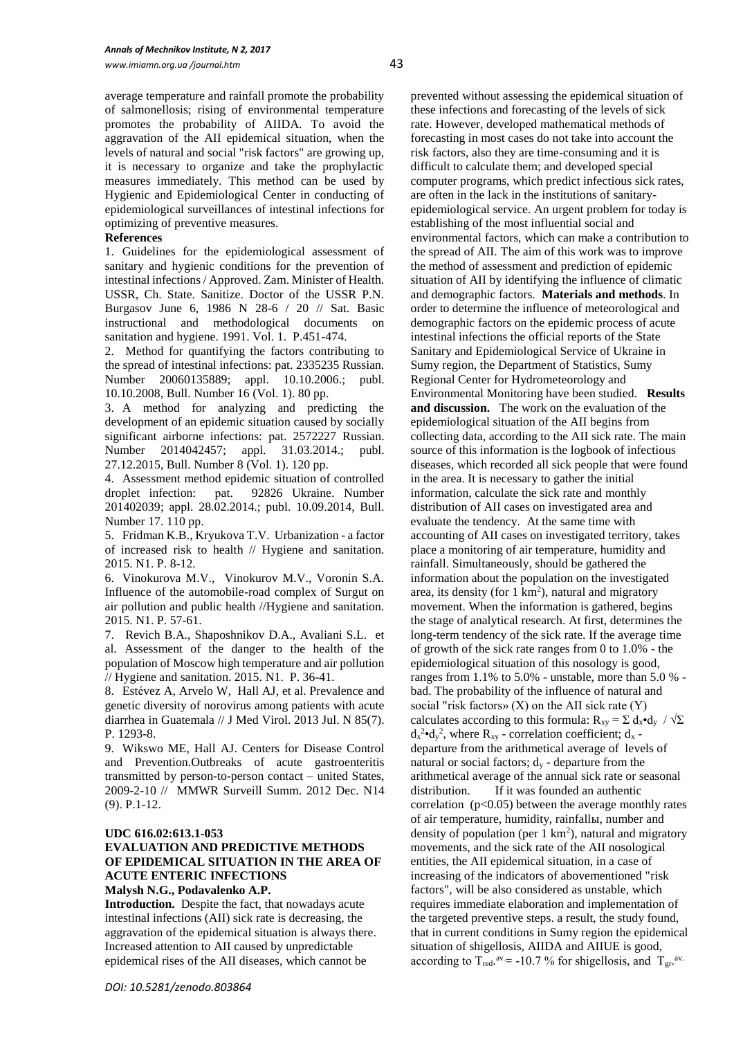average temperature and rainfall promote the probability of salmonellosis; rising of environmental temperature promotes the probability of AIIDA. To avoid the aggravation of the AII epidemical situation, when the levels of natural and social "risk factors" are growing up, it is necessary to organize and take the prophylactic measures immediately. This method can be used by Hygienic and Epidemiological Center in conducting of epidemiological surveillances of intestinal infections for optimizing of preventive measures.

**References**

1. Guidelines for the epidemiological assessment of sanitary and hygienic conditions for the prevention of intestinal infections / Approved. Zam. Minister of Health. USSR, Ch. State. Sanitize. Doctor of the USSR P.N. Burgasov June 6, 1986 N 28-6 / 20 // Sat. Basic instructional and methodological documents on sanitation and hygiene. 1991. Vol. 1. P.451-474.

2. Method for quantifying the factors contributing to the spread of intestinal infections: pat. 2335235 Russian. Number 20060135889; appl. 10.10.2006.; publ. 10.10.2008, Bull. Number 16 (Vol. 1). 80 pp.

3. A method for analyzing and predicting the development of an epidemic situation caused by socially significant airborne infections: pat. 2572227 Russian. Number 2014042457; appl. 31.03.2014.; publ. 27.12.2015, Bull. Number 8 (Vol. 1). 120 pp.

4. Assessment method epidemic situation of controlled droplet infection: pat. 92826 Ukraine. Number 201402039; appl. 28.02.2014.; publ. 10.09.2014, Bull. Number 17. 110 pp.

5. Fridman K.B., Kryukova T.V. Urbanization - a factor of increased risk to health // Hygiene and sanitation. 2015. N1. P. 8-12.

6. Vinokurova M.V., Vinokurov M.V., Voronin S.A. Influence of the automobile-road complex of Surgut on air pollution and public health //Hygiene and sanitation. 2015. N1. P. 57-61.

7. Revich B.A., Shaposhnikov D.A., Avaliani S.L. et al. Assessment of the danger to the health of the population of Moscow high temperature and air pollution // Hygiene and sanitation. 2015. N1. P. 36-41.

8. Estévez A, Arvelo W, Hall AJ, et al. Prevalence and genetic diversity of norovirus among patients with acute diarrhea in Guatemala // J Med Virol. 2013 Jul. N 85(7). P. 1293-8.

9. Wikswo ME, Hall AJ. Centers for Disease Control and Prevention.Outbreaks of acute gastroenteritis transmitted by person-to-person contact – united States, 2009-2-10 // MMWR Surveill Summ. 2012 Dec. N14 (9). P.1-12.

**UDC 616.02:613.1-053**

## EVALUATION AND PREDICTIVE METHODS OF EPIDEMICAL SITUATION IN THE AREA OF ACUTE ENTERIC INFECTIONS

**Malysh N.G., Podavalenko A.P.**

**Introduction.** Despite the fact, that nowadays acute intestinal infections (AII) sick rate is decreasing, the aggravation of the epidemical situation is always there. Increased attention to AII caused by unpredictable epidemical rises of the AII diseases, which cannot be prevented without assessing the epidemical situation of these infections and forecasting of the levels of sick rate. However, developed mathematical methods of forecasting in most cases do not take into account the risk factors, also they are time-consuming and it is difficult to calculate them; and developed special computer programs, which predict infectious sick rates, are often in the lack in the institutions of sanitary-epidemiological service. An urgent problem for today is establishing of the most influential social and environmental factors, which can make a contribution to the spread of AII. The aim of this work was to improve the method of assessment and prediction of epidemic situation of AII by identifying the influence of climatic and demographic factors. **Materials and methods**. In order to determine the influence of meteorological and demographic factors on the epidemic process of acute intestinal infections the official reports of the State Sanitary and Epidemiological Service of Ukraine in Sumy region, the Department of Statistics, Sumy Regional Center for Hydrometeorology and Environmental Monitoring have been studied. **Results and discussion.** The work on the evaluation of the epidemiological situation of the AII begins from collecting data, according to the AII sick rate. The main source of this information is the logbook of infectious diseases, which recorded all sick people that were found in the area. It is necessary to gather the initial information, calculate the sick rate and monthly distribution of AII cases on investigated area and evaluate the tendency. At the same time with accounting of AII cases on investigated territory, takes place a monitoring of air temperature, humidity and rainfall. Simultaneously, should be gathered the information about the population on the investigated area, its density (for 1 km$^2$), natural and migratory movement. When the information is gathered, begins the stage of analytical research. At first, determines the long-term tendency of the sick rate. If the average time of growth of the sick rate ranges from 0 to 1.0% - the epidemiological situation of this nosology is good, ranges from 1.1% to 5.0% - unstable, more than 5.0 % - bad. The probability of the influence of natural and social "risk factors» (X) on the AII sick rate (Y) calculates according to this formula: $R_{xy} = \Sigma\, d_x \bullet d_y \;/\; \sqrt{\Sigma\, d_x^2 \bullet d_y^2}$, where $R_{xy}$ - correlation coefficient; $d_x$ - departure from the arithmetical average of levels of natural or social factors; $d_y$ - departure from the arithmetical average of the annual sick rate or seasonal distribution. If it was founded an authentic correlation ($p<0.05$) between the average monthly rates of air temperature, humidity, rainfallы, number and density of population (per 1 km$^2$), natural and migratory movements, and the sick rate of the AII nosological entities, the AII epidemical situation, in a case of increasing of the indicators of abovementioned "risk factors", will be also considered as unstable, which requires immediate elaboration and implementation of the targeted preventive steps. a result, the study found, that in current conditions in Sumy region the epidemical situation of shigellosis, AIIDA and AIIUE is good, according to $T_{red.}^{av.}$= -10.7 % for shigellosis, and $T_{gr.}^{av.}$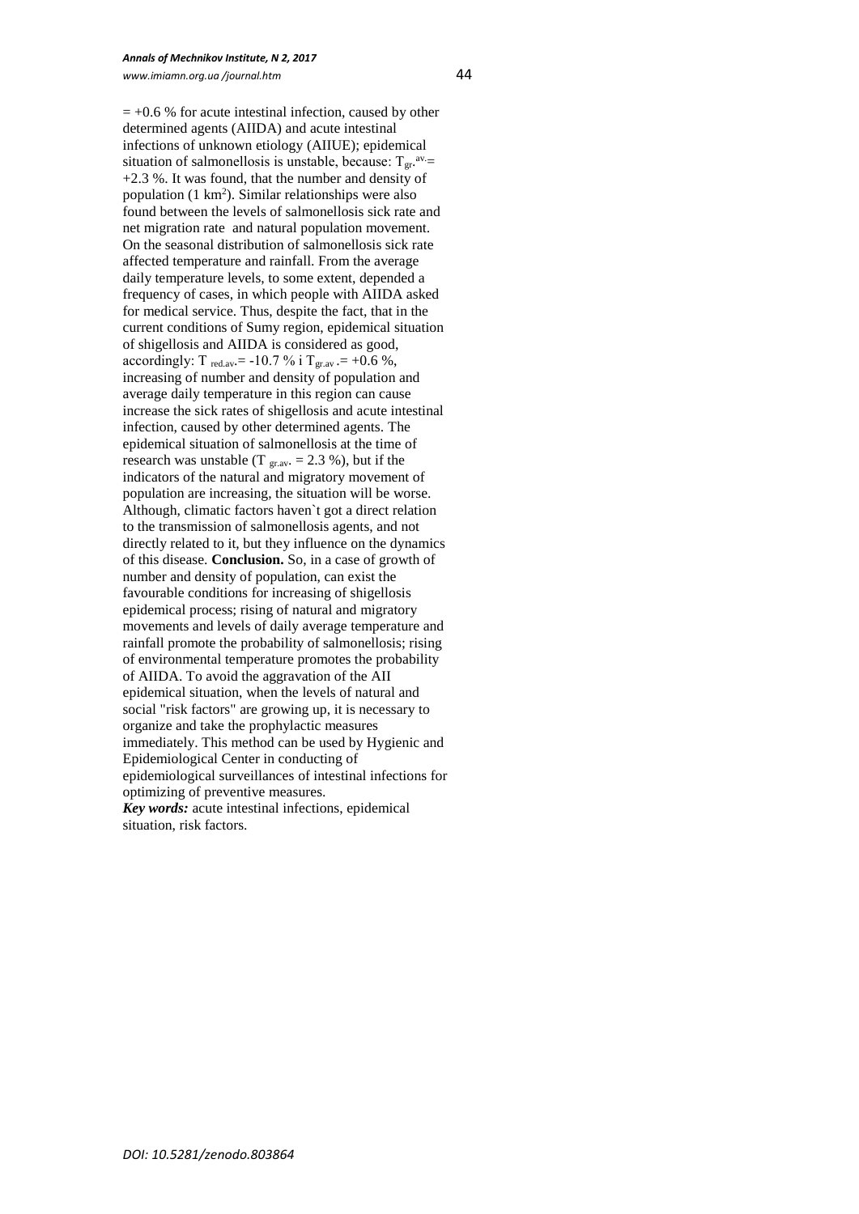$= +0.6$ % for acute intestinal infection, caused by other determined agents (AIIDA) and acute intestinal infections of unknown etiology (AIIUE); epidemical situation of salmonellosis is unstable, because: $T_{gr.}^{av.} = +2.3$ %. It was found, that the number and density of population (1 $km^2$). Similar relationships were also found between the levels of salmonellosis sick rate and net migration rate and natural population movement. On the seasonal distribution of salmonellosis sick rate affected temperature and rainfall. From the average daily temperature levels, to some extent, depended a frequency of cases, in which people with AIIDA asked for medical service. Thus, despite the fact, that in the current conditions of Sumy region, epidemical situation of shigellosis and AIIDA is considered as good, accordingly: $T_{red.av.} = -10.7$ % i $T_{gr.av.} = +0.6$ %, increasing of number and density of population and average daily temperature in this region can cause increase the sick rates of shigellosis and acute intestinal infection, caused by other determined agents. The epidemical situation of salmonellosis at the time of research was unstable ($T_{gr.av.} = 2.3$ %), but if the indicators of the natural and migratory movement of population are increasing, the situation will be worse. Although, climatic factors haven`t got a direct relation to the transmission of salmonellosis agents, and not directly related to it, but they influence on the dynamics of this disease. **Conclusion.** So, in a case of growth of number and density of population, can exist the favourable conditions for increasing of shigellosis epidemical process; rising of natural and migratory movements and levels of daily average temperature and rainfall promote the probability of salmonellosis; rising of environmental temperature promotes the probability of AIIDA. To avoid the aggravation of the AII epidemical situation, when the levels of natural and social "risk factors" are growing up, it is necessary to organize and take the prophylactic measures immediately. This method can be used by Hygienic and Epidemiological Center in conducting of epidemiological surveillances of intestinal infections for optimizing of preventive measures.

***Key words:*** acute intestinal infections, epidemical situation, risk factors.